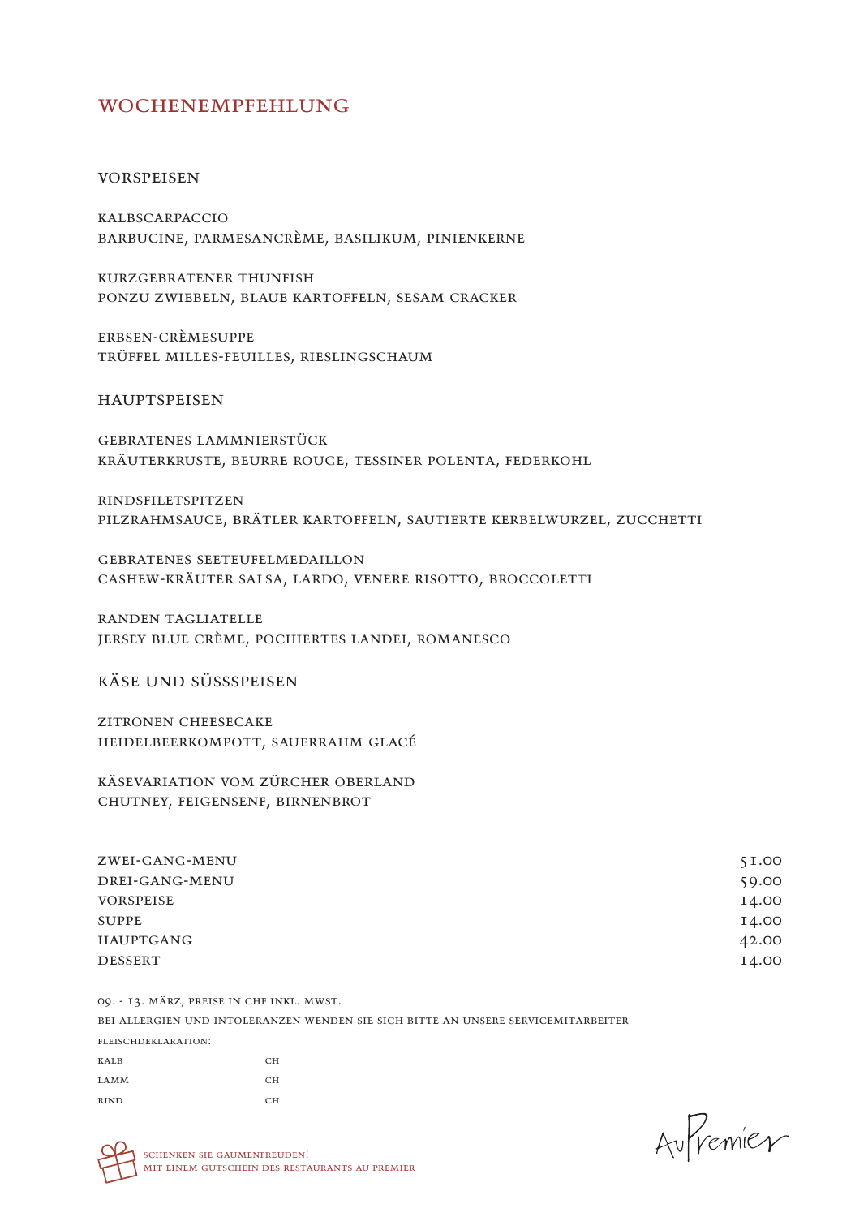# WOCHENEMPFEHLUNG

## VORSPEISEN

KALBSCARPACCIO
BARBUCINE, PARMESANCRÈME, BASILIKUM, PINIENKERNE

KURZGEBRATENER THUNFISH
PONZU ZWIEBELN, BLAUE KARTOFFELN, SESAM CRACKER

ERBSEN-CRÈMESUPPE
TRÜFFEL MILLES-FEUILLES, RIESLINGSCHAUM

## HAUPTSPEISEN

GEBRATENES LAMMNIERSTÜCK
KRÄUTERKRUSTE, BEURRE ROUGE, TESSINER POLENTA, FEDERKOHL

RINDSFILETSPITZEN
PILZRAHMSAUCE, BRÄTLER KARTOFFELN, SAUTIERTE KERBELWURZEL, ZUCCHETTI

GEBRATENES SEETEUFELMEDAILLON
CASHEW-KRÄUTER SALSA, LARDO, VENERE RISOTTO, BROCCOLETTI

RANDEN TAGLIATELLE
JERSEY BLUE CRÈME, POCHIERTES LANDEI, ROMANESCO

## KÄSE UND SÜSSSPEISEN

ZITRONEN CHEESECAKE
HEIDELBEERKOMPOTT, SAUERRAHM GLACÉ

KÄSEVARIATION VOM ZÜRCHER OBERLAND
CHUTNEY, FEIGENSENF, BIRNENBROT

| | |
|---|---|
| ZWEI-GANG-MENU | 51.00 |
| DREI-GANG-MENU | 59.00 |
| VORSPEISE | 14.00 |
| SUPPE | 14.00 |
| HAUPTGANG | 42.00 |
| DESSERT | 14.00 |

09. - 13. MÄRZ, PREISE IN CHF INKL. MWST.

BEI ALLERGIEN UND INTOLERANZEN WENDEN SIE SICH BITTE AN UNSERE SERVICEMITARBEITER

FLEISCHDEKLARATION:

| | |
|---|---|
| KALB | CH |
| LAMM | CH |
| RIND | CH |

SCHENKEN SIE GAUMENFREUDEN!
MIT EINEM GUTSCHEIN DES RESTAURANTS AU PREMIER

Au Premier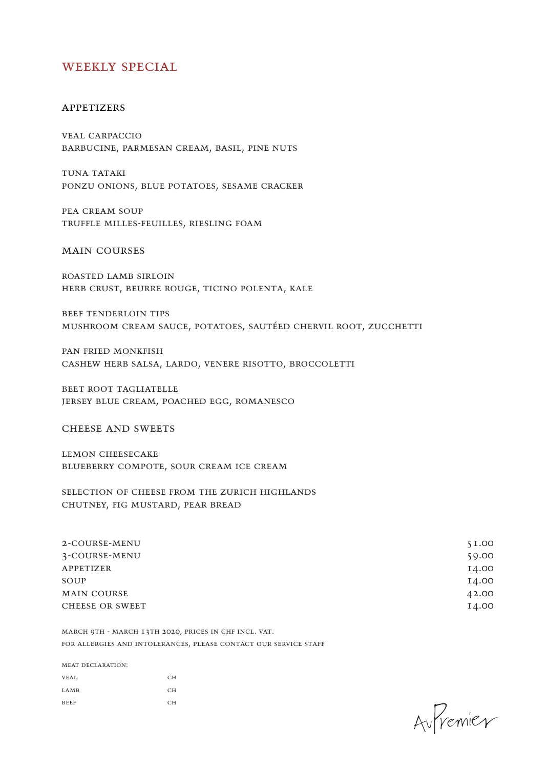# WEEKLY SPECIAL

## APPETIZERS

VEAL CARPACCIO
BARBUCINE, PARMESAN CREAM, BASIL, PINE NUTS

TUNA TATAKI
PONZU ONIONS, BLUE POTATOES, SESAME CRACKER

PEA CREAM SOUP
TRUFFLE MILLES-FEUILLES, RIESLING FOAM

## MAIN COURSES

ROASTED LAMB SIRLOIN
HERB CRUST, BEURRE ROUGE, TICINO POLENTA, KALE

BEEF TENDERLOIN TIPS
MUSHROOM CREAM SAUCE, POTATOES, SAUTÉED CHERVIL ROOT, ZUCCHETTI

PAN FRIED MONKFISH
CASHEW HERB SALSA, LARDO, VENERE RISOTTO, BROCCOLETTI

BEET ROOT TAGLIATELLE
JERSEY BLUE CREAM, POACHED EGG, ROMANESCO

## CHEESE AND SWEETS

LEMON CHEESECAKE
BLUEBERRY COMPOTE, SOUR CREAM ICE CREAM

SELECTION OF CHEESE FROM THE ZURICH HIGHLANDS
CHUTNEY, FIG MUSTARD, PEAR BREAD

| | |
|---|---|
| 2-COURSE-MENU | 51.00 |
| 3-COURSE-MENU | 59.00 |
| APPETIZER | 14.00 |
| SOUP | 14.00 |
| MAIN COURSE | 42.00 |
| CHEESE OR SWEET | 14.00 |

MARCH 9TH - MARCH 13TH 2020, PRICES IN CHF INCL. VAT.
FOR ALLERGIES AND INTOLERANCES, PLEASE CONTACT OUR SERVICE STAFF

MEAT DECLARATION:

| | |
|---|---|
| VEAL | CH |
| LAMB | CH |
| BEEF | CH |

AuPremier